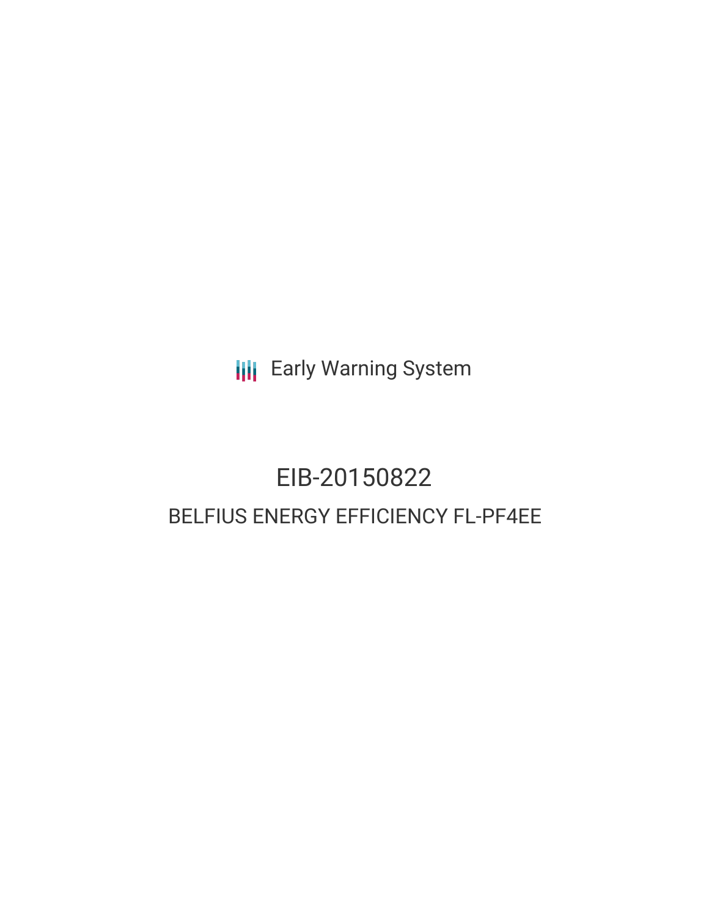Early Warning System

# EIB-20150822

## BELFIUS ENERGY EFFICIENCY FL-PF4EE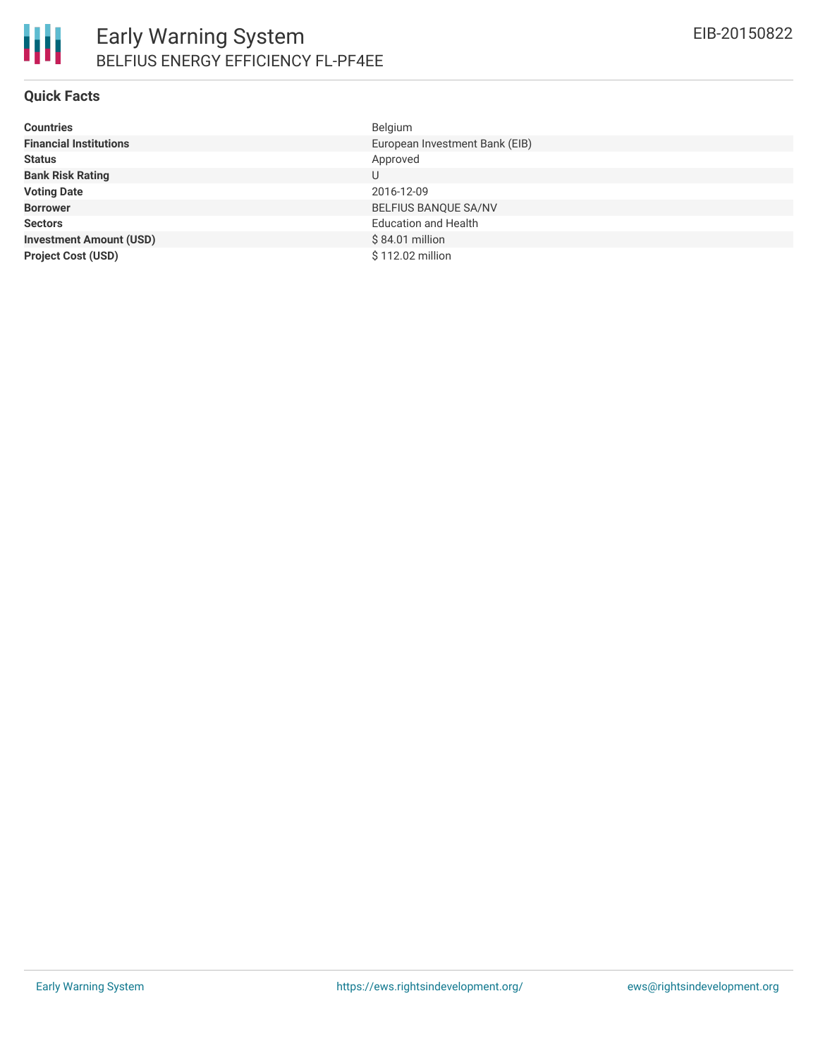# Early Warning System

## BELFIUS ENERGY EFFICIENCY FL-PF4EE

EIB-20150822

### Quick Facts

| | |
|---|---|
| **Countries** | Belgium |
| **Financial Institutions** | European Investment Bank (EIB) |
| **Status** | Approved |
| **Bank Risk Rating** | U |
| **Voting Date** | 2016-12-09 |
| **Borrower** | BELFIUS BANQUE SA/NV |
| **Sectors** | Education and Health |
| **Investment Amount (USD)** | $ 84.01 million |
| **Project Cost (USD)** | $ 112.02 million |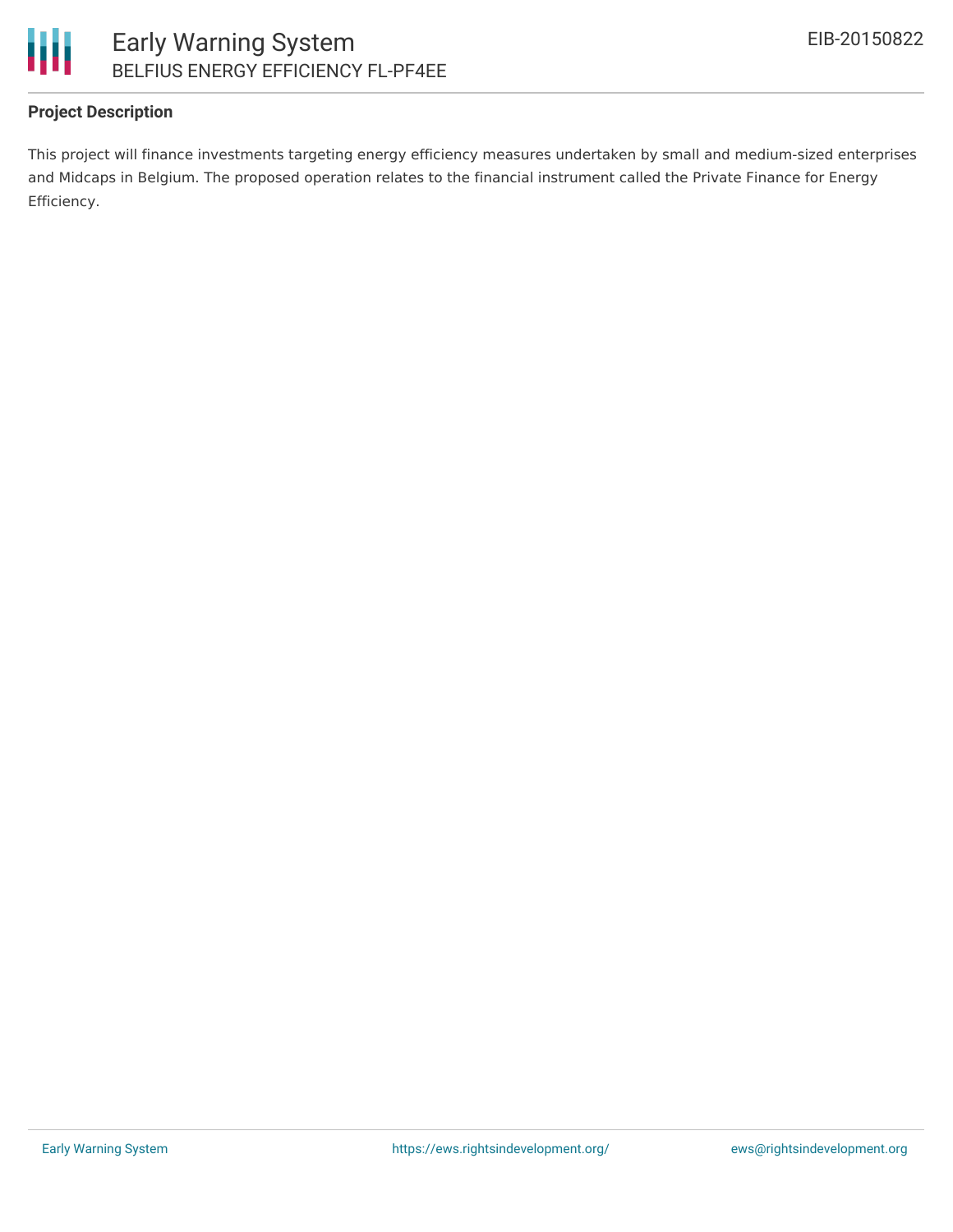### Project Description

This project will finance investments targeting energy efficiency measures undertaken by small and medium-sized enterprises and Midcaps in Belgium. The proposed operation relates to the financial instrument called the Private Finance for Energy Efficiency.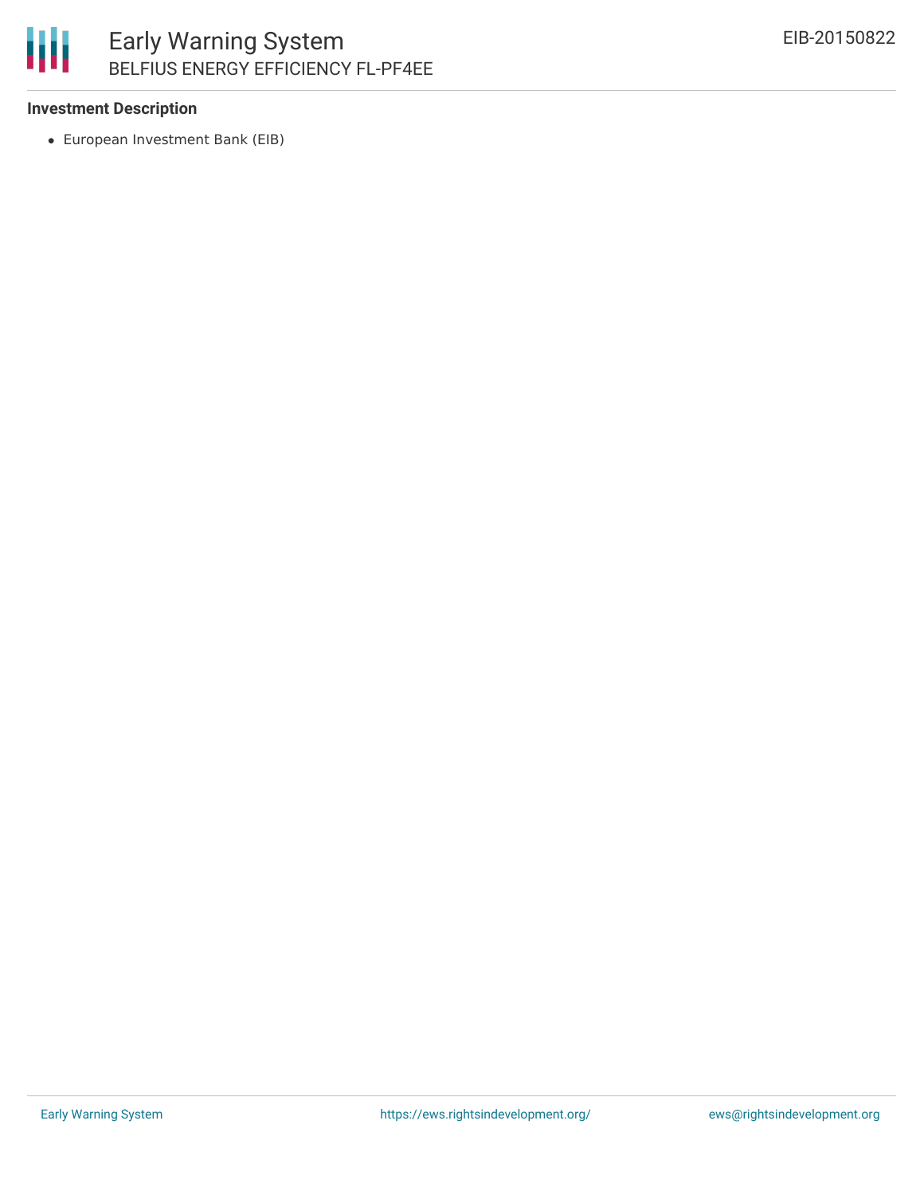### Investment Description

- European Investment Bank (EIB)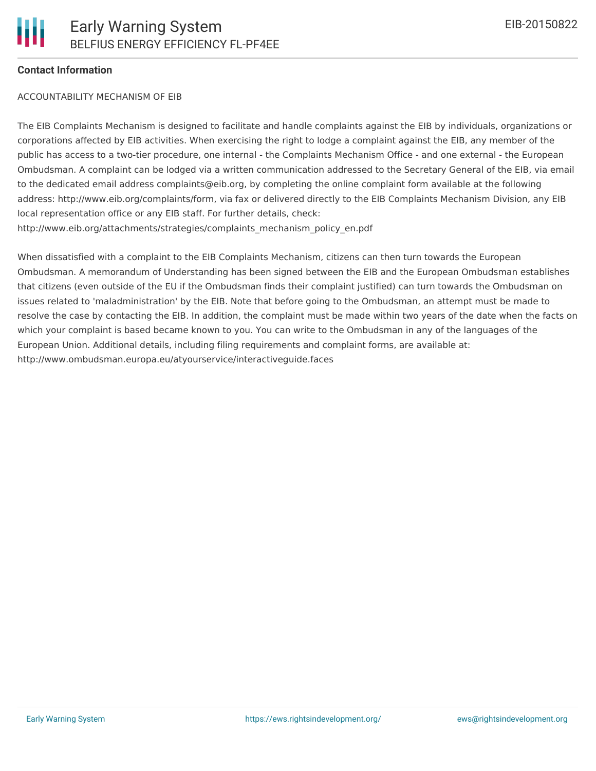### Contact Information

ACCOUNTABILITY MECHANISM OF EIB

The EIB Complaints Mechanism is designed to facilitate and handle complaints against the EIB by individuals, organizations or corporations affected by EIB activities. When exercising the right to lodge a complaint against the EIB, any member of the public has access to a two-tier procedure, one internal - the Complaints Mechanism Office - and one external - the European Ombudsman. A complaint can be lodged via a written communication addressed to the Secretary General of the EIB, via email to the dedicated email address complaints@eib.org, by completing the online complaint form available at the following address: http://www.eib.org/complaints/form, via fax or delivered directly to the EIB Complaints Mechanism Division, any EIB local representation office or any EIB staff. For further details, check: http://www.eib.org/attachments/strategies/complaints_mechanism_policy_en.pdf

When dissatisfied with a complaint to the EIB Complaints Mechanism, citizens can then turn towards the European Ombudsman. A memorandum of Understanding has been signed between the EIB and the European Ombudsman establishes that citizens (even outside of the EU if the Ombudsman finds their complaint justified) can turn towards the Ombudsman on issues related to 'maladministration' by the EIB. Note that before going to the Ombudsman, an attempt must be made to resolve the case by contacting the EIB. In addition, the complaint must be made within two years of the date when the facts on which your complaint is based became known to you. You can write to the Ombudsman in any of the languages of the European Union. Additional details, including filing requirements and complaint forms, are available at: http://www.ombudsman.europa.eu/atyourservice/interactiveguide.faces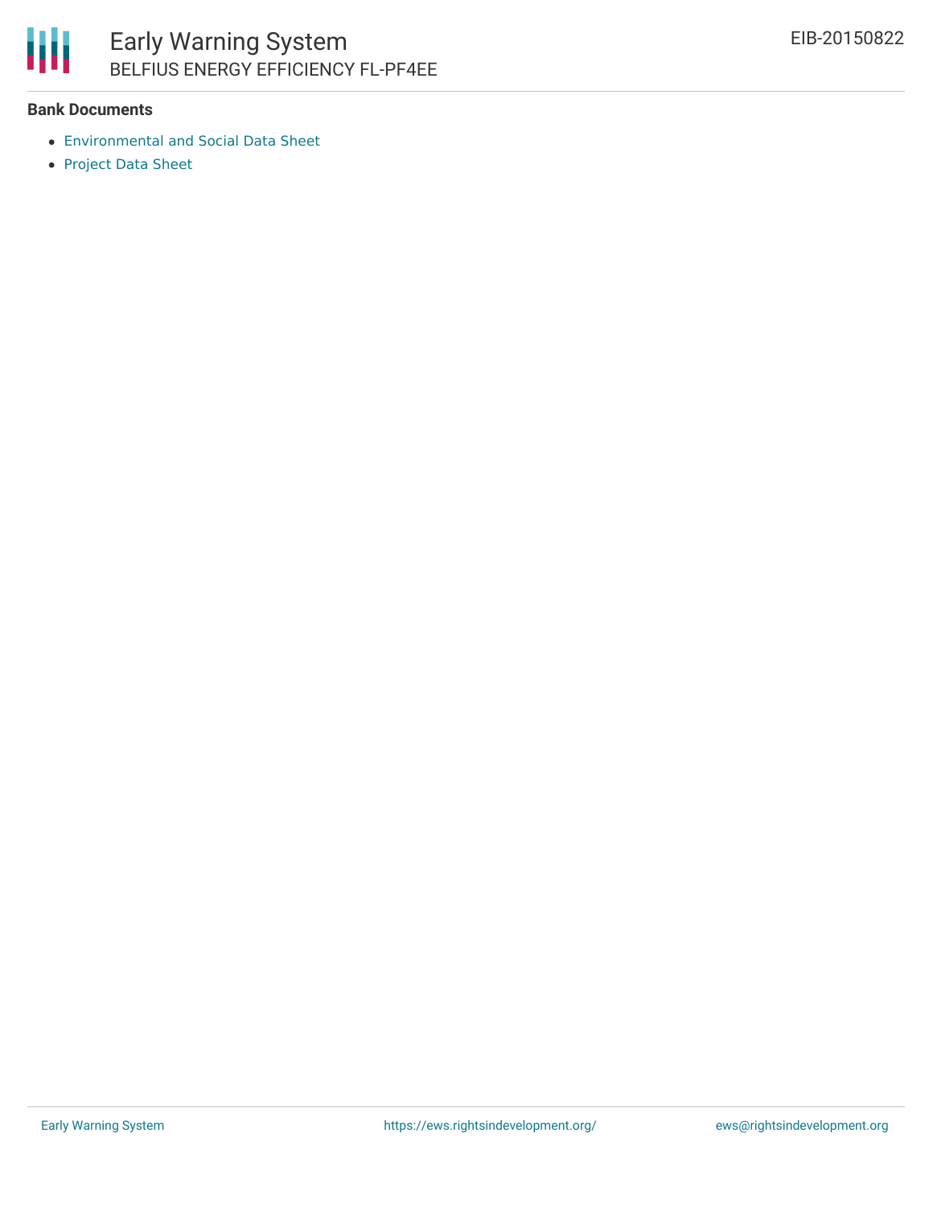### Bank Documents

- Environmental and Social Data Sheet
- Project Data Sheet